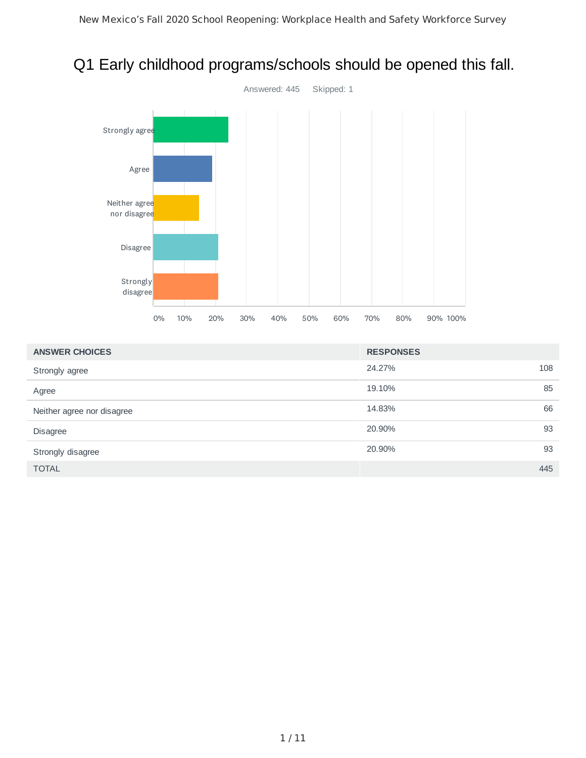# Q1 Early childhood programs/schools should be opened this fall.

Answered: 445 Skipped: 1

| ANSWER CHOICES | RESPONSES | |
|---|---|---|
| Strongly agree | 24.27% | 108 |
| Agree | 19.10% | 85 |
| Neither agree nor disagree | 14.83% | 66 |
| Disagree | 20.90% | 93 |
| Strongly disagree | 20.90% | 93 |
| TOTAL | | 445 |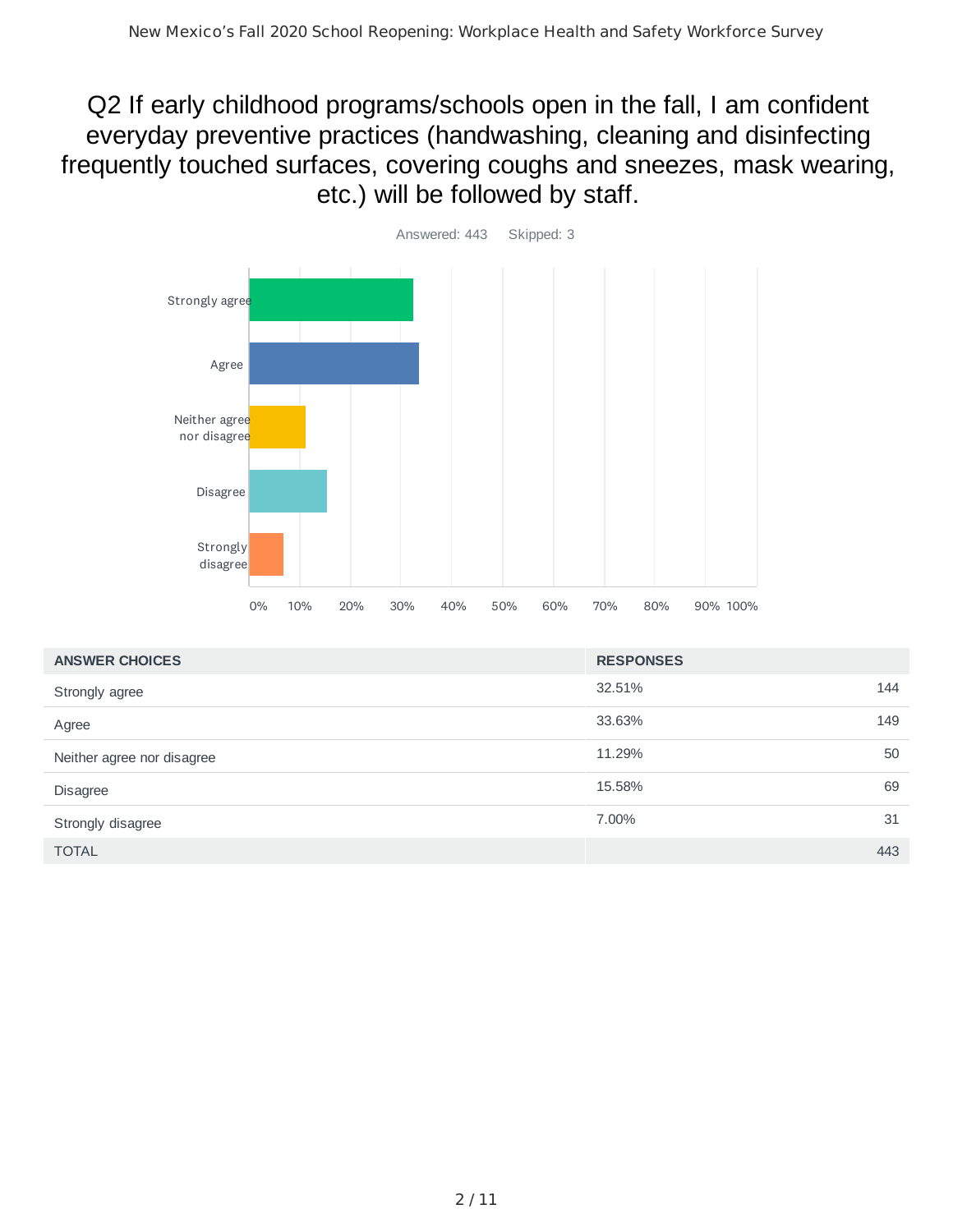# Q2 If early childhood programs/schools open in the fall, I am confident everyday preventive practices (handwashing, cleaning and disinfecting frequently touched surfaces, covering coughs and sneezes, mask wearing, etc.) will be followed by staff.

Answered: 443 Skipped: 3

| ANSWER CHOICES | RESPONSES | |
|---|---|---|
| Strongly agree | 32.51% | 144 |
| Agree | 33.63% | 149 |
| Neither agree nor disagree | 11.29% | 50 |
| Disagree | 15.58% | 69 |
| Strongly disagree | 7.00% | 31 |
| TOTAL | | 443 |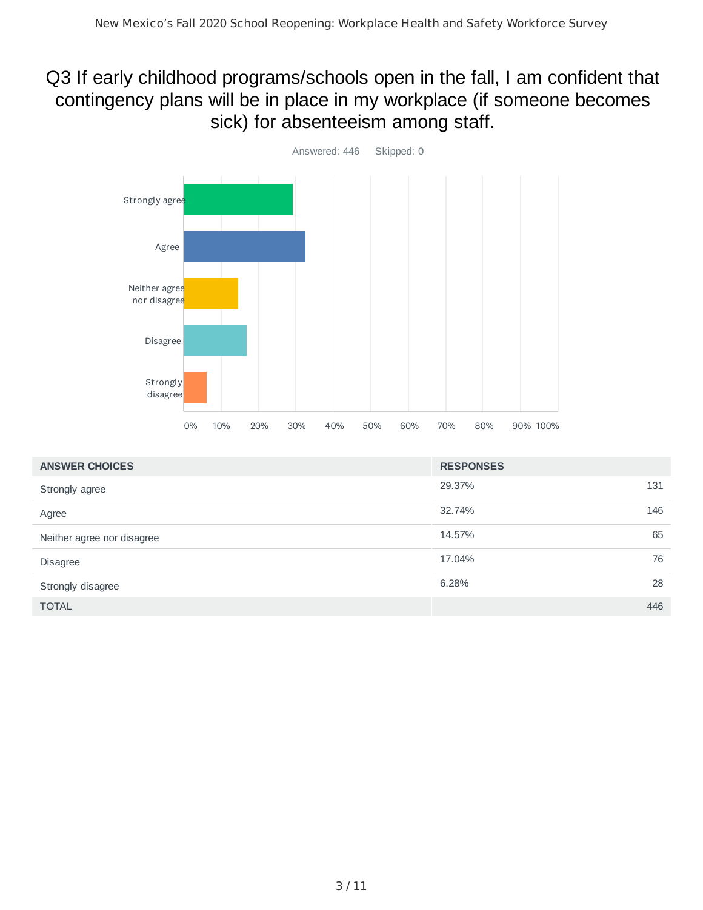# Q3 If early childhood programs/schools open in the fall, I am confident that contingency plans will be in place in my workplace (if someone becomes sick) for absenteeism among staff.

Answered: 446 Skipped: 0

| ANSWER CHOICES | RESPONSES | |
|---|---|---|
| Strongly agree | 29.37% | 131 |
| Agree | 32.74% | 146 |
| Neither agree nor disagree | 14.57% | 65 |
| Disagree | 17.04% | 76 |
| Strongly disagree | 6.28% | 28 |
| TOTAL | | 446 |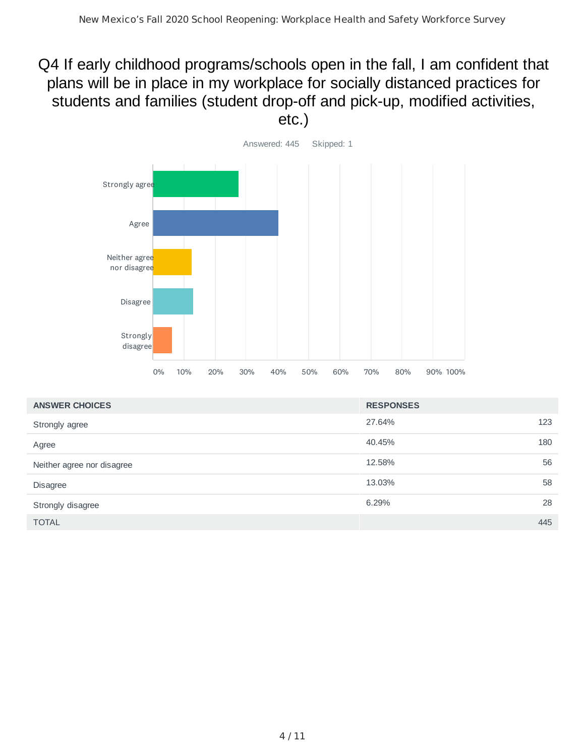# Q4 If early childhood programs/schools open in the fall, I am confident that plans will be in place in my workplace for socially distanced practices for students and families (student drop-off and pick-up, modified activities, etc.)

Answered: 445 Skipped: 1

| ANSWER CHOICES | RESPONSES | |
|---|---|---|
| Strongly agree | 27.64% | 123 |
| Agree | 40.45% | 180 |
| Neither agree nor disagree | 12.58% | 56 |
| Disagree | 13.03% | 58 |
| Strongly disagree | 6.29% | 28 |
| TOTAL | | 445 |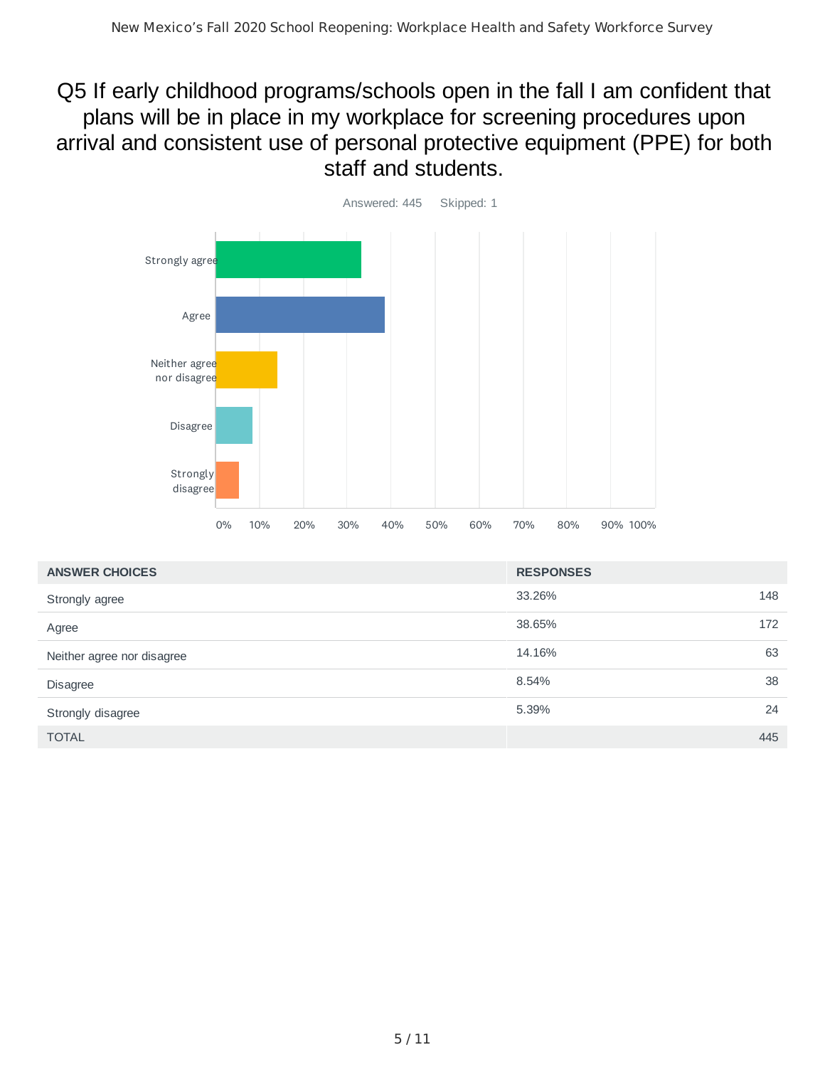## Q5 If early childhood programs/schools open in the fall I am confident that plans will be in place in my workplace for screening procedures upon arrival and consistent use of personal protective equipment (PPE) for both staff and students.

Answered: 445 Skipped: 1

| ANSWER CHOICES | RESPONSES | |
|---|---|---|
| Strongly agree | 33.26% | 148 |
| Agree | 38.65% | 172 |
| Neither agree nor disagree | 14.16% | 63 |
| Disagree | 8.54% | 38 |
| Strongly disagree | 5.39% | 24 |
| TOTAL | | 445 |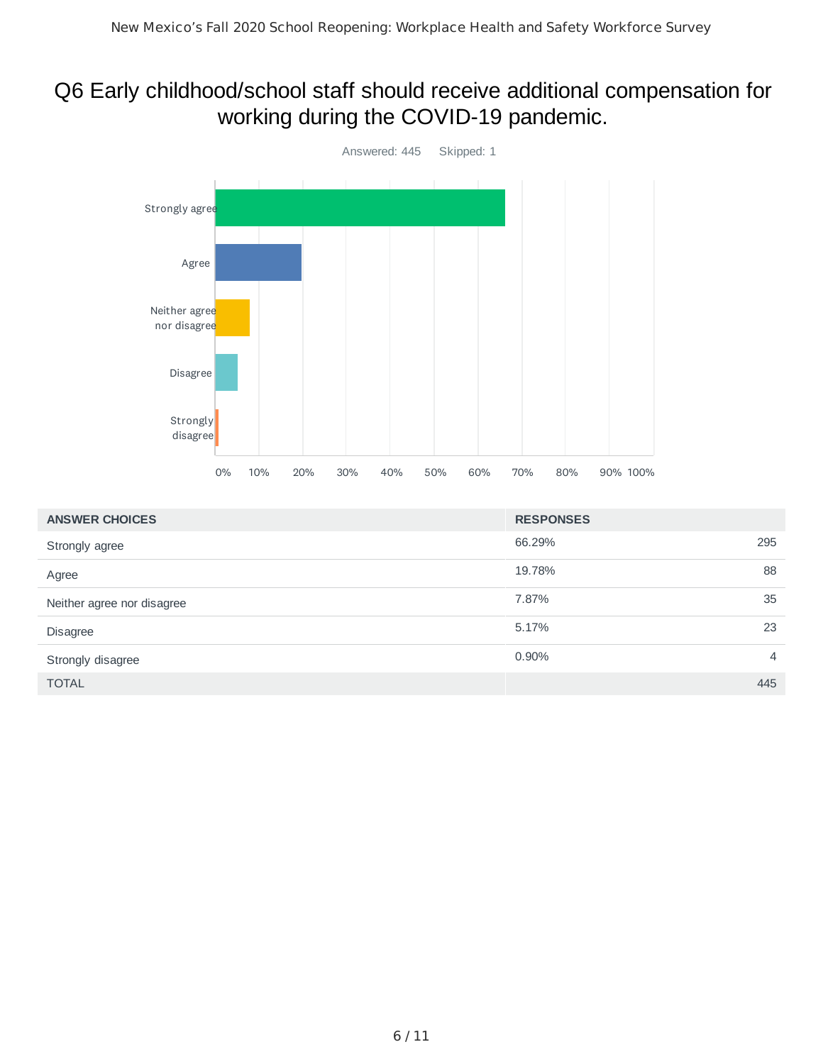# Q6 Early childhood/school staff should receive additional compensation for working during the COVID-19 pandemic.

Answered: 445 Skipped: 1

| ANSWER CHOICES | RESPONSES | |
|---|---|---|
| Strongly agree | 66.29% | 295 |
| Agree | 19.78% | 88 |
| Neither agree nor disagree | 7.87% | 35 |
| Disagree | 5.17% | 23 |
| Strongly disagree | 0.90% | 4 |
| TOTAL | | 445 |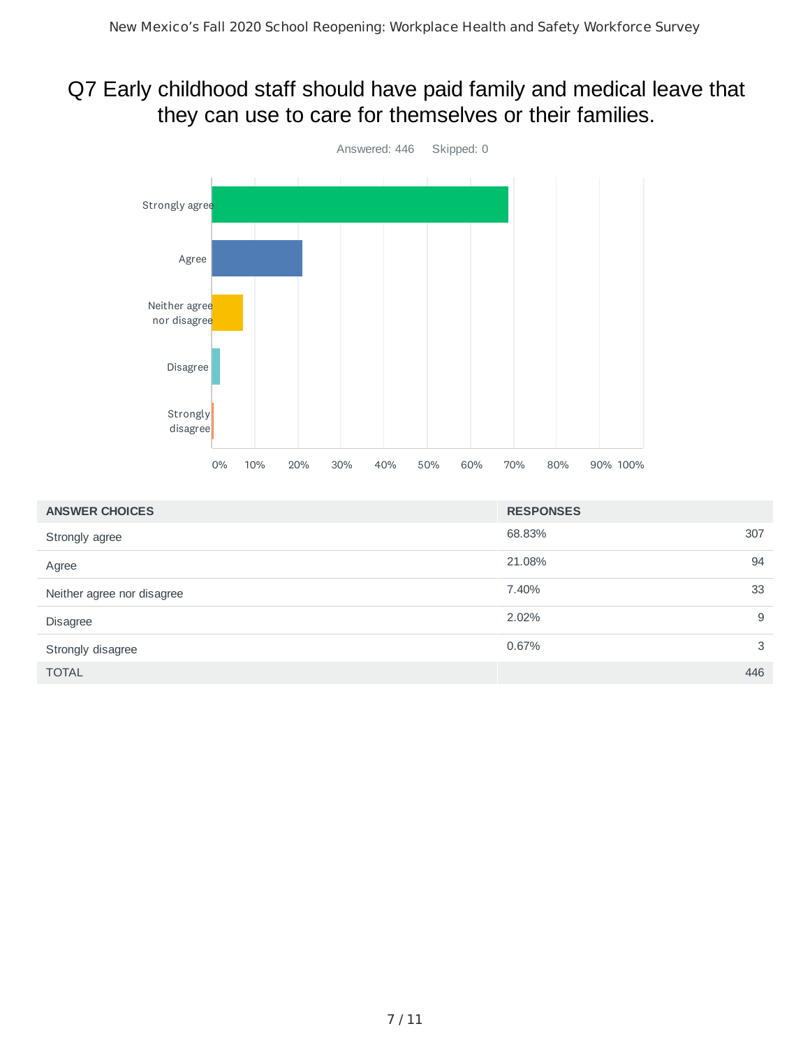## Q7 Early childhood staff should have paid family and medical leave that they can use to care for themselves or their families.

Answered: 446 Skipped: 0

| ANSWER CHOICES | RESPONSES | |
|---|---|---|
| Strongly agree | 68.83% | 307 |
| Agree | 21.08% | 94 |
| Neither agree nor disagree | 7.40% | 33 |
| Disagree | 2.02% | 9 |
| Strongly disagree | 0.67% | 3 |
| TOTAL | | 446 |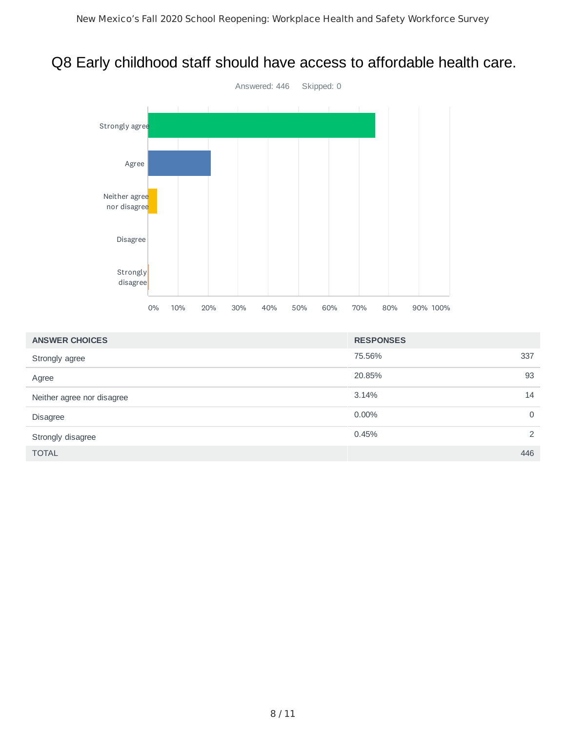# Q8 Early childhood staff should have access to affordable health care.

Answered: 446    Skipped: 0

| ANSWER CHOICES | RESPONSES | |
|---|---|---|
| Strongly agree | 75.56% | 337 |
| Agree | 20.85% | 93 |
| Neither agree nor disagree | 3.14% | 14 |
| Disagree | 0.00% | 0 |
| Strongly disagree | 0.45% | 2 |
| TOTAL | | 446 |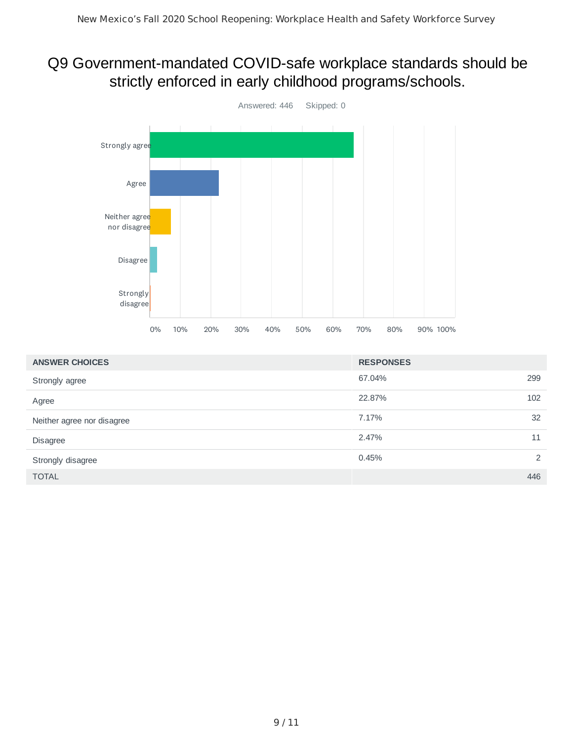# Q9 Government-mandated COVID-safe workplace standards should be strictly enforced in early childhood programs/schools.

Answered: 446    Skipped: 0

| ANSWER CHOICES | RESPONSES | |
|---|---|---|
| Strongly agree | 67.04% | 299 |
| Agree | 22.87% | 102 |
| Neither agree nor disagree | 7.17% | 32 |
| Disagree | 2.47% | 11 |
| Strongly disagree | 0.45% | 2 |
| TOTAL | | 446 |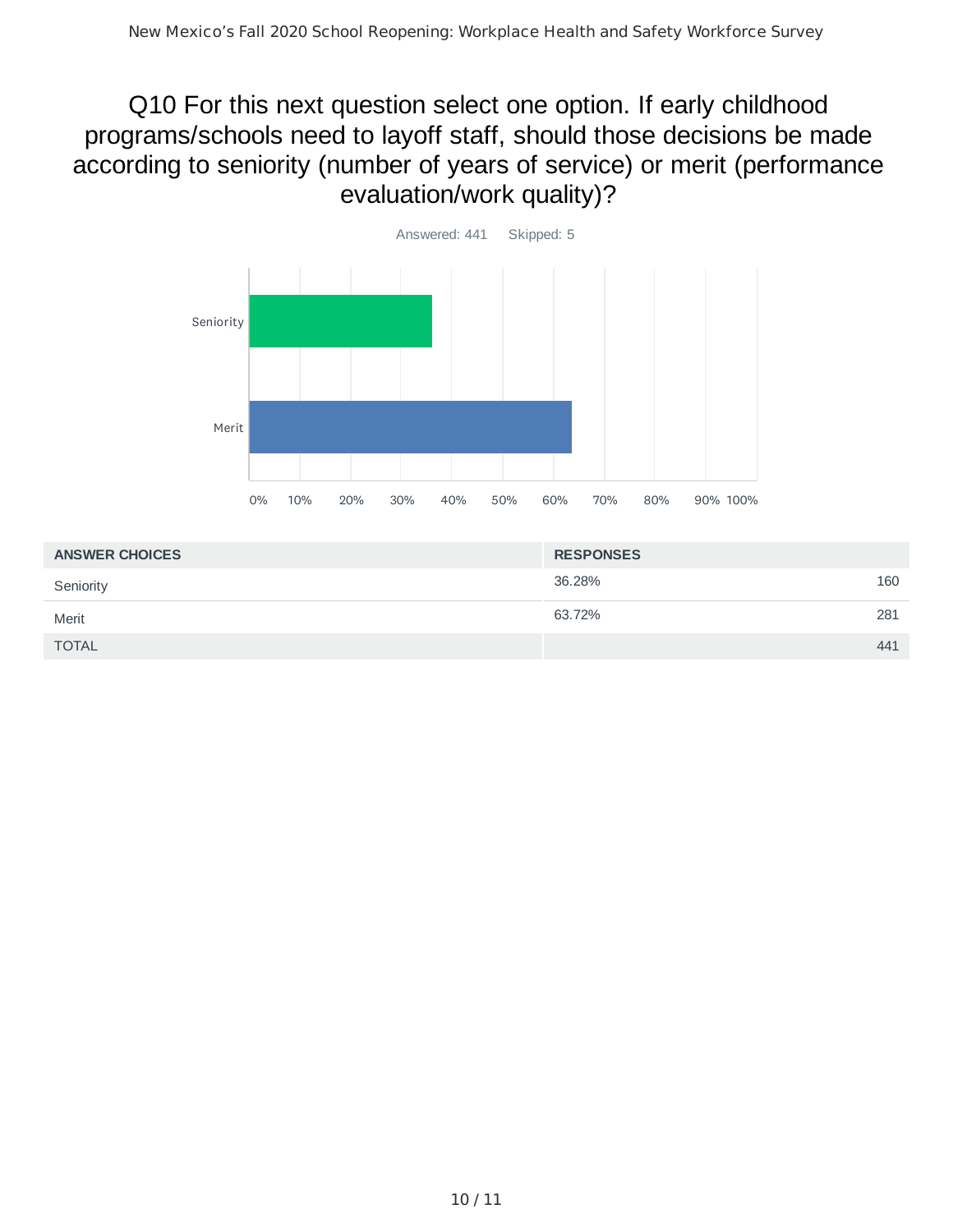# Q10 For this next question select one option. If early childhood programs/schools need to layoff staff, should those decisions be made according to seniority (number of years of service) or merit (performance evaluation/work quality)?

Answered: 441 Skipped: 5

Seniority

Merit

0% 10% 20% 30% 40% 50% 60% 70% 80% 90% 100%

| ANSWER CHOICES | RESPONSES | |
|---|---|---|
| Seniority | 36.28% | 160 |
| Merit | 63.72% | 281 |
| TOTAL | | 441 |